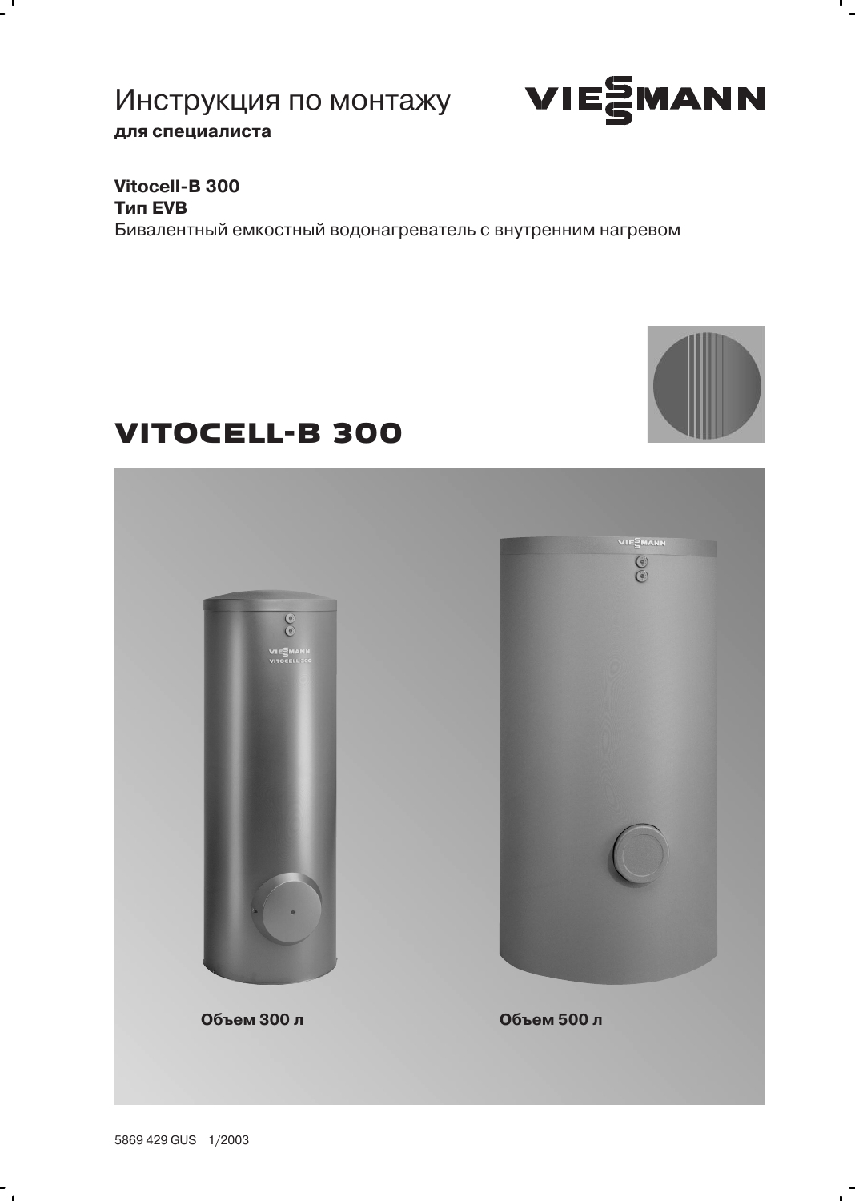# Инструкция по монтажу

**для специалиста**

VIESMANN

**Vitocell-B 300**
**Тип EVB**
Бивалентный емкостный водонагреватель с внутренним нагревом

# VITOCELL-B 300

**Объем 300 л**

**Объем 500 л**

5869 429 GUS 1/2003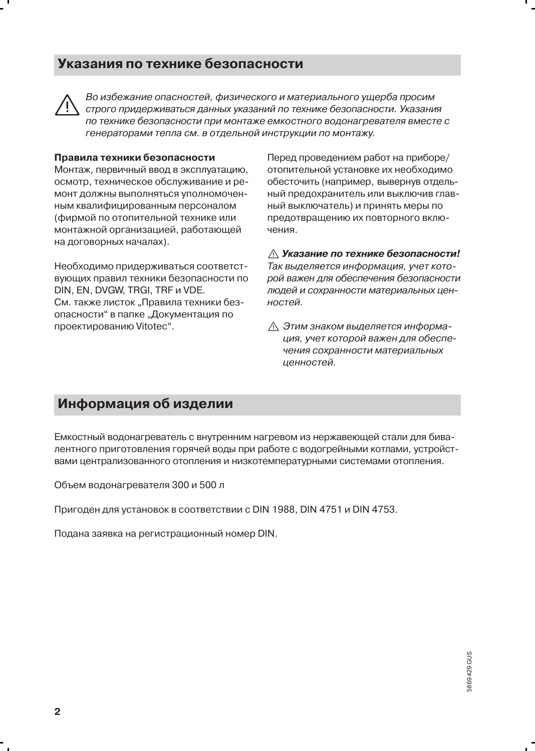## Указания по технике безопасности

⚠ *Во избежание опасностей, физического и материального ущерба просим строго придерживаться данных указаний по технике безопасности. Указания по технике безопасности при монтаже емкостного водонагревателя вместе с генераторами тепла см. в отдельной инструкции по монтажу.*

**Правила техники безопасности**
Монтаж, первичный ввод в эксплуатацию, осмотр, техническое обслуживание и ремонт должны выполняться уполномоченным квалифицированным персоналом (фирмой по отопительной технике или монтажной организацией, работающей на договорных началах).

Необходимо придерживаться соответствующих правил техники безопасности по DIN, EN, DVGW, TRGI, TRF и VDE.
См. также листок „Правила техники безопасности“ в папке „Документация по проектированию Vitotec“.

Перед проведением работ на приборе/отопительной установке их необходимо обесточить (например, вывернув отдельный предохранитель или выключив главный выключатель) и принять меры по предотвращению их повторного включения.

⚠ ***Указание по технике безопасности!***
*Так выделяется информация, учет которой важен для обеспечения безопасности людей и сохранности материальных ценностей.*

⚠ *Этим знаком выделяется информация, учет которой важен для обеспечения сохранности материальных ценностей.*

## Информация об изделии

Емкостный водонагреватель с внутренним нагревом из нержавеющей стали для бивалентного приготовления горячей воды при работе с водогрейными котлами, устройствами централизованного отопления и низкотемпературными системами отопления.

Объем водонагревателя 300 и 500 л

Пригоден для установок в соответствии с DIN 1988, DIN 4751 и DIN 4753.

Подана заявка на регистрационный номер DIN.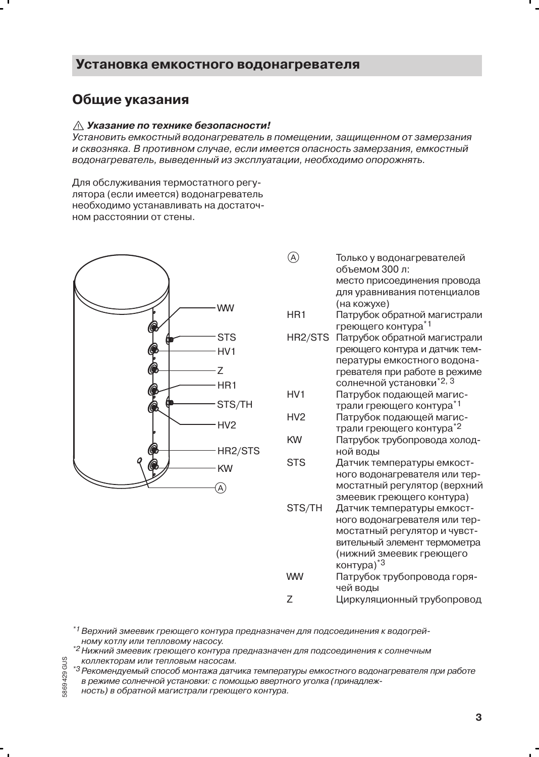# Установка емкостного водонагревателя

## Общие указания

⚠ ***Указание по технике безопасности!***
*Установить емкостный водонагреватель в помещении, защищенном от замерзания и сквозняка. В противном случае, если имеется опасность замерзания, емкостный водонагреватель, выведенный из эксплуатации, необходимо опорожнять.*

Для обслуживания термостатного регулятора (если имеется) водонагреватель необходимо устанавливать на достаточном расстоянии от стены.

| | |
|---|---|
| Ⓐ | Только у водонагревателей объемом 300 л: место присоединения провода для уравнивания потенциалов (на кожухе) |
| HR1 | Патрубок обратной магистрали греющего контура*1 |
| HR2/STS | Патрубок обратной магистрали греющего контура и датчик температуры емкостного водонагревателя при работе в режиме солнечной установки*2, 3 |
| HV1 | Патрубок подающей магистрали греющего контура*1 |
| HV2 | Патрубок подающей магистрали греющего контура*2 |
| KW | Патрубок трубопровода холодной воды |
| STS | Датчик температуры емкостного водонагревателя или термостатный регулятор (верхний змеевик греющего контура) |
| STS/TH | Датчик температуры емкостного водонагревателя или термостатный регулятор и чувствительный элемент термометра (нижний змеевик греющего контура)*3 |
| WW | Патрубок трубопровода горячей воды |
| Z | Циркуляционный трубопровод |

*1 *Верхний змеевик греющего контура предназначен для подсоединения к водогрейному котлу или тепловому насосу.*
*2 *Нижний змеевик греющего контура предназначен для подсоединения к солнечным коллекторам или тепловым насосам.*
*3 *Рекомендуемый способ монтажа датчика температуры емкостного водонагревателя при работе в режиме солнечной установки: с помощью ввертного уголка (принадлежность) в обратной магистрали греющего контура.*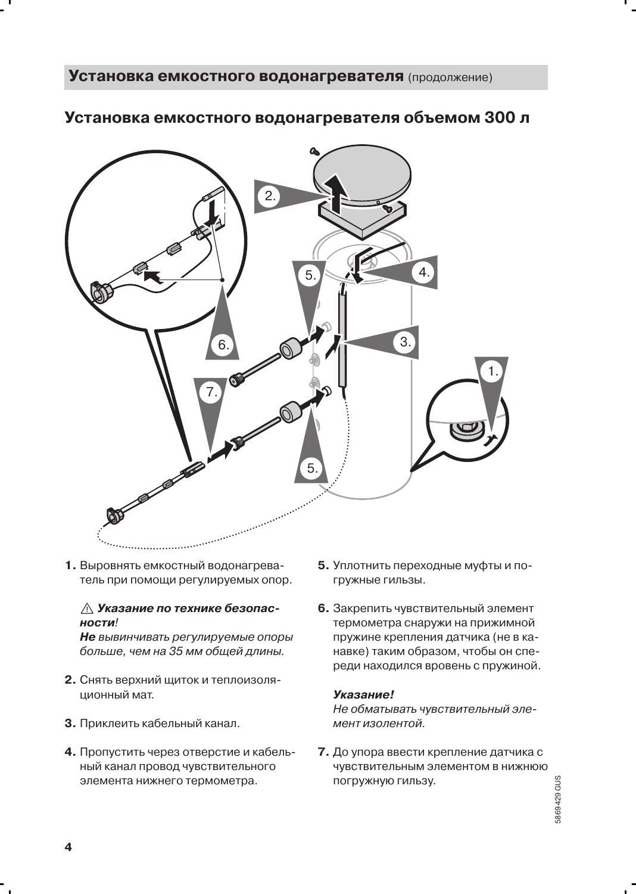## Установка емкостного водонагревателя (продолжение)

### Установка емкостного водонагревателя объемом 300 л

1. Выровнять емкостный водонагреватель при помощи регулируемых опор.

   ⚠ ***Указание по технике безопасности!***
   ***Не** вывинчивать регулируемые опоры больше, чем на 35 мм общей длины.*

2. Снять верхний щиток и теплоизоляционный мат.
3. Приклеить кабельный канал.
4. Пропустить через отверстие и кабельный канал провод чувствительного элемента нижнего термометра.
5. Уплотнить переходные муфты и погружные гильзы.
6. Закрепить чувствительный элемент термометра снаружи на прижимной пружине крепления датчика (не в канавке) таким образом, чтобы он спереди находился вровень с пружиной.

   ***Указание!***
   *Не обматывать чувствительный элемент изолентой.*

7. До упора ввести крепление датчика с чувствительным элементом в нижнюю погружную гильзу.

5869 429 GUS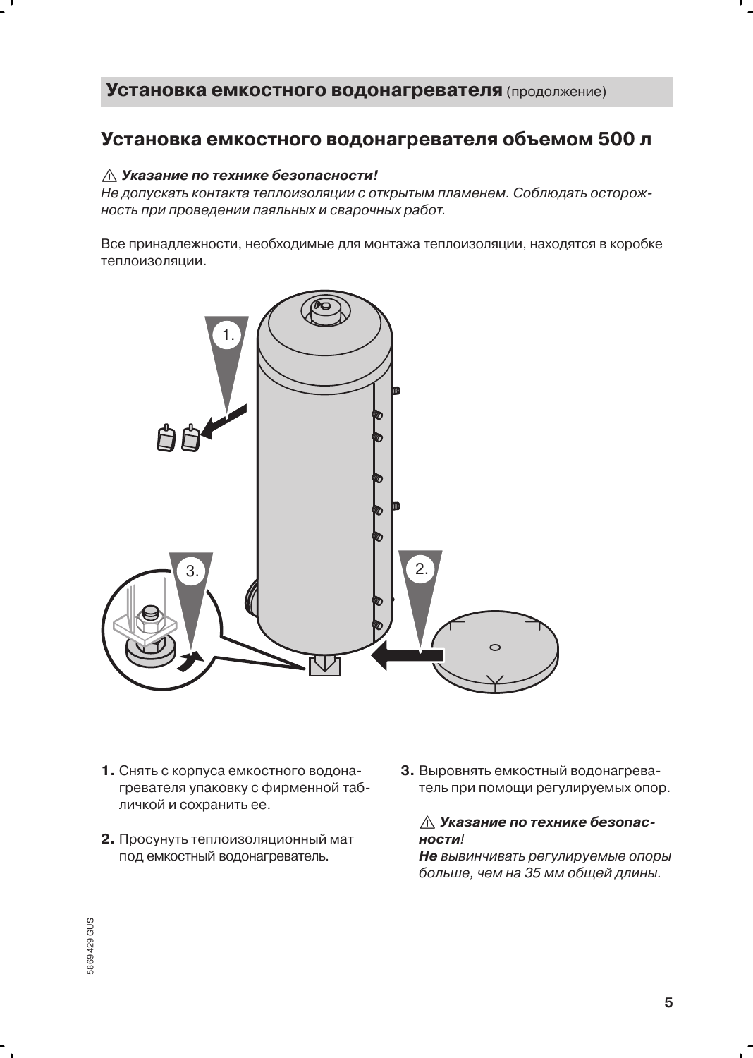## Установка емкостного водонагревателя (продолжение)

### Установка емкостного водонагревателя объемом 500 л

⚠ ***Указание по технике безопасности!***
*Не допускать контакта теплоизоляции с открытым пламенем. Соблюдать осторожность при проведении паяльных и сварочных работ.*

Все принадлежности, необходимые для монтажа теплоизоляции, находятся в коробке теплоизоляции.

**1.** Снять с корпуса емкостного водонагревателя упаковку с фирменной табличкой и сохранить ее.

**2.** Просунуть теплоизоляционный мат под емкостный водонагреватель.

**3.** Выровнять емкостный водонагреватель при помощи регулируемых опор.

⚠ ***Указание по технике безопасности!***
***Не*** *вывинчивать регулируемые опоры больше, чем на 35 мм общей длины.*

5869 429 GUS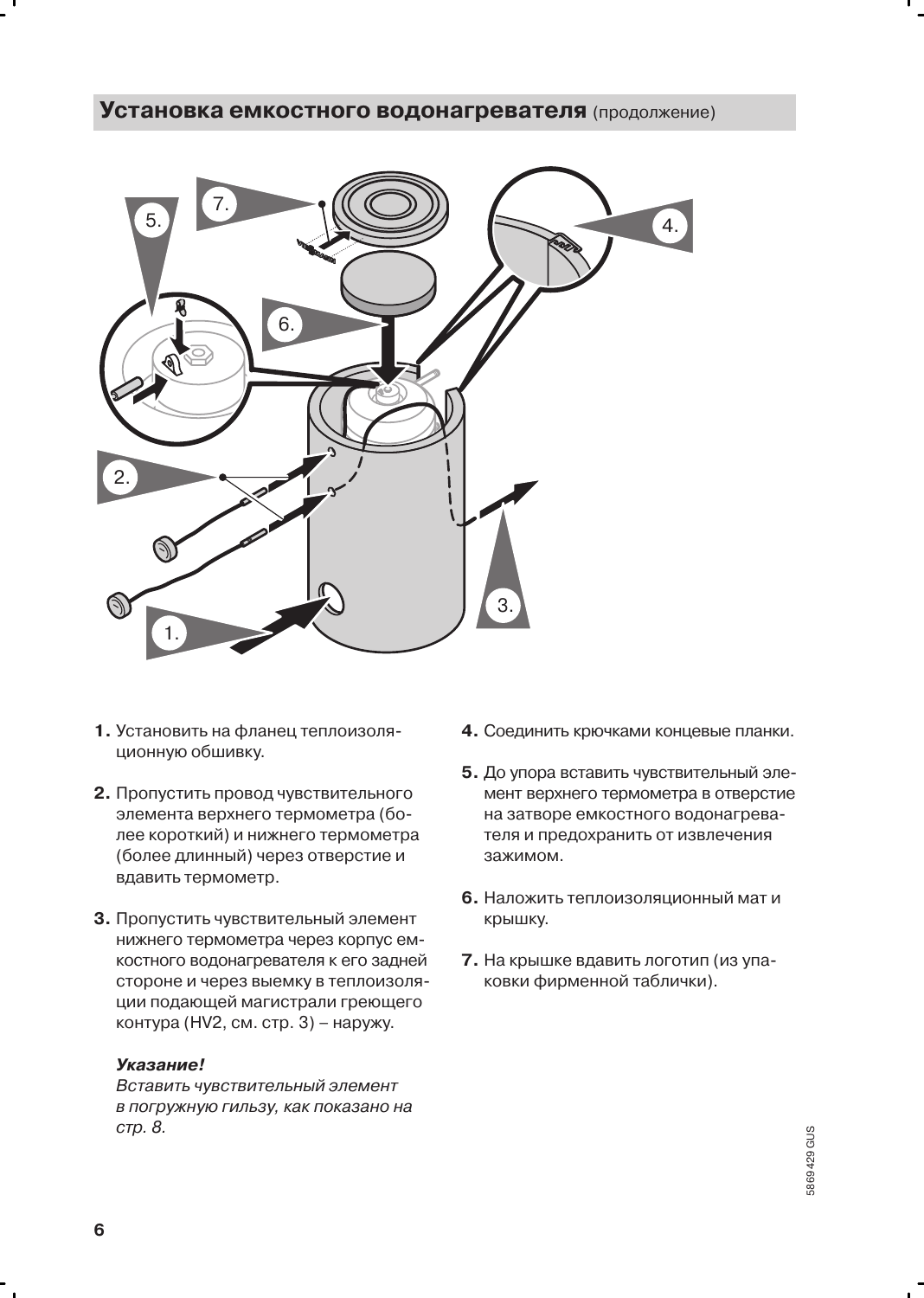## Установка емкостного водонагревателя (продолжение)

1. Установить на фланец теплоизоляционную обшивку.

2. Пропустить провод чувствительного элемента верхнего термометра (более короткий) и нижнего термометра (более длинный) через отверстие и вдавить термометр.

3. Пропустить чувствительный элемент нижнего термометра через корпус емкостного водонагревателя к его задней стороне и через выемку в теплоизоляции подающей магистрали греющего контура (HV2, см. стр. 3) – наружу.

   ***Указание!***
   *Вставить чувствительный элемент в погружную гильзу, как показано на стр. 8.*

4. Соединить крючками концевые планки.

5. До упора вставить чувствительный элемент верхнего термометра в отверстие на затворе емкостного водонагревателя и предохранить от извлечения зажимом.

6. Наложить теплоизоляционный мат и крышку.

7. На крышке вдавить логотип (из упаковки фирменной таблички).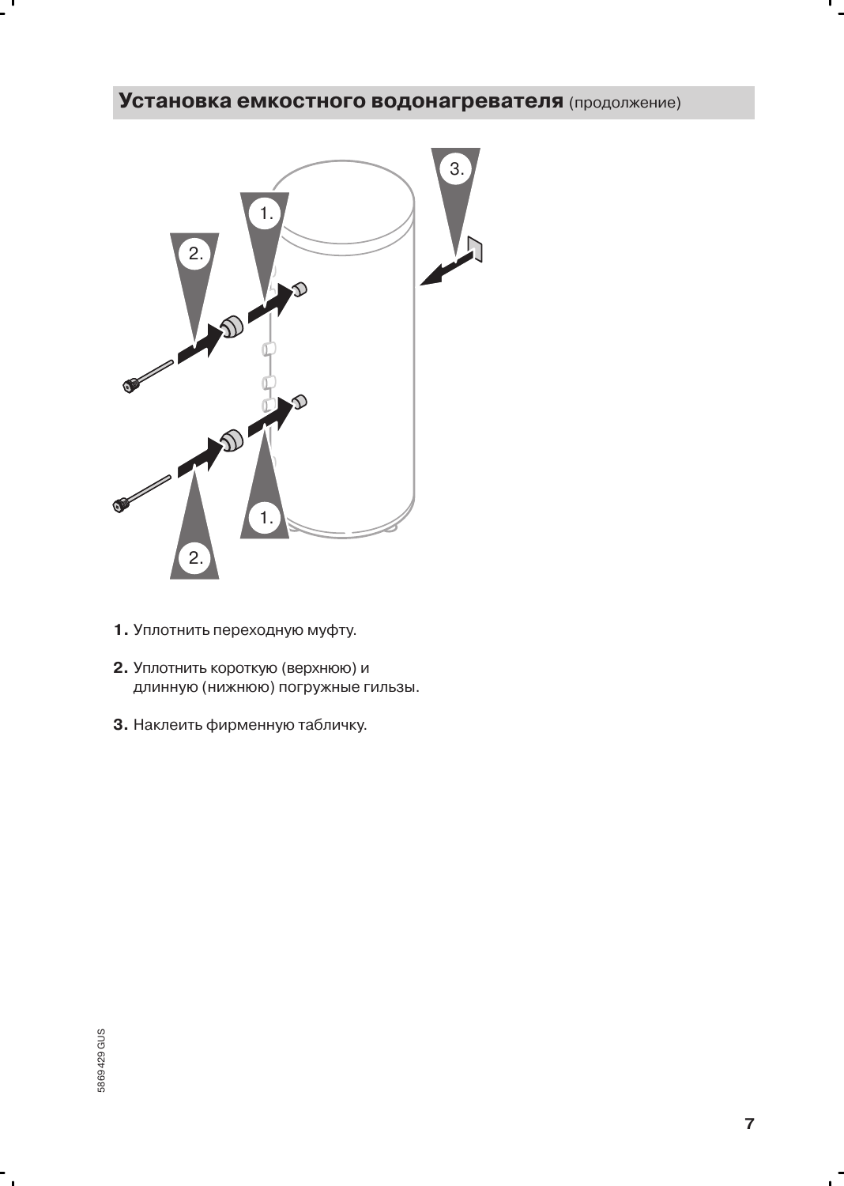## Установка емкостного водонагревателя (продолжение)

**1.** Уплотнить переходную муфту.

**2.** Уплотнить короткую (верхнюю) и длинную (нижнюю) погружные гильзы.

**3.** Наклеить фирменную табличку.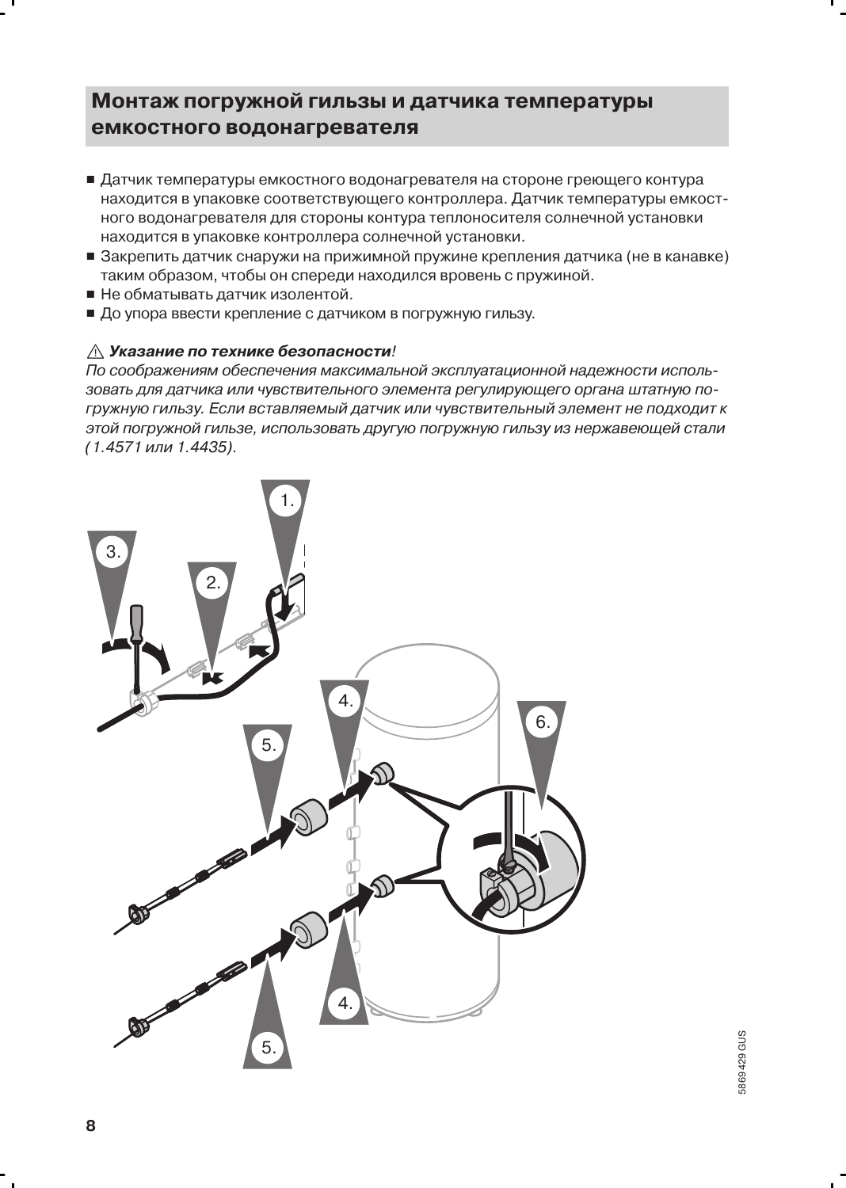## Монтаж погружной гильзы и датчика температуры емкостного водонагревателя

- Датчик температуры емкостного водонагревателя на стороне греющего контура находится в упаковке соответствующего контроллера. Датчик температуры емкостного водонагревателя для стороны контура теплоносителя солнечной установки находится в упаковке контроллера солнечной установки.
- Закрепить датчик снаружи на прижимной пружине крепления датчика (не в канавке) таким образом, чтобы он спереди находился вровень с пружиной.
- Не обматывать датчик изолентой.
- До упора ввести крепление с датчиком в погружную гильзу.

⚠ ***Указание по технике безопасности**!*

*По соображениям обеспечения максимальной эксплуатационной надежности использовать для датчика или чувствительного элемента регулирующего органа штатную погружную гильзу. Если вставляемый датчик или чувствительный элемент не подходит к этой погружной гильзе, использовать другую погружную гильзу из нержавеющей стали (1.4571 или 1.4435).*

5869 429 GUS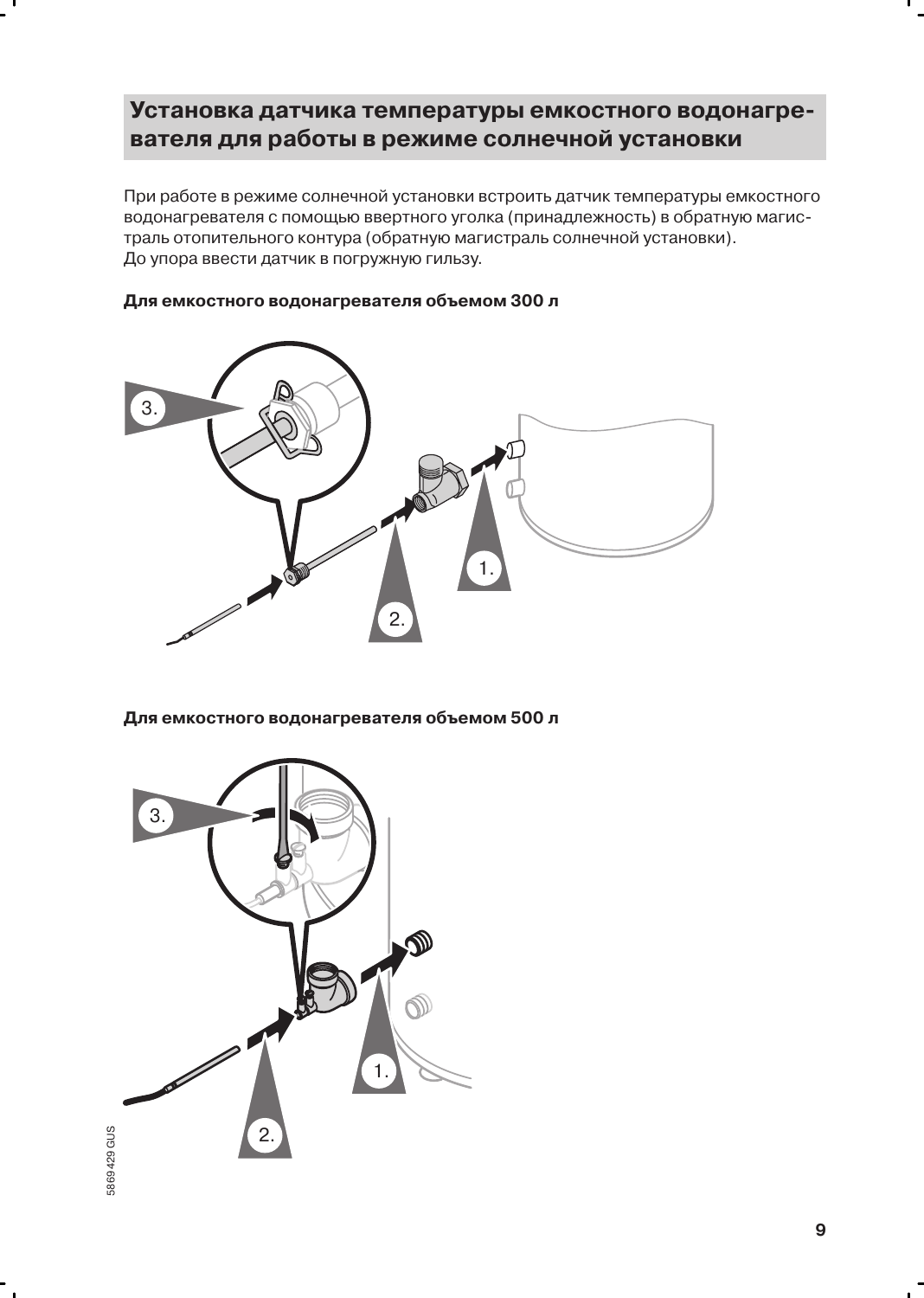## Установка датчика температуры емкостного водонагревателя для работы в режиме солнечной установки

При работе в режиме солнечной установки встроить датчик температуры емкостного водонагревателя с помощью ввертного уголка (принадлежность) в обратную магистраль отопительного контура (обратную магистраль солнечной установки).
До упора ввести датчик в погружную гильзу.

**Для емкостного водонагревателя объемом 300 л**

**Для емкостного водонагревателя объемом 500 л**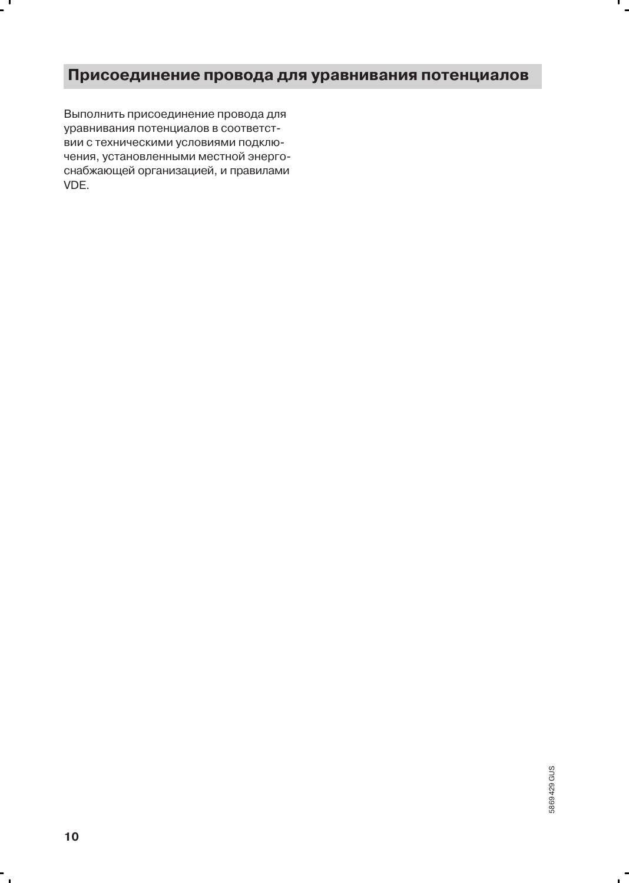## Присоединение провода для уравнивания потенциалов

Выполнить присоединение провода для уравнивания потенциалов в соответствии с техническими условиями подключения, установленными местной энергоснабжающей организацией, и правилами VDE.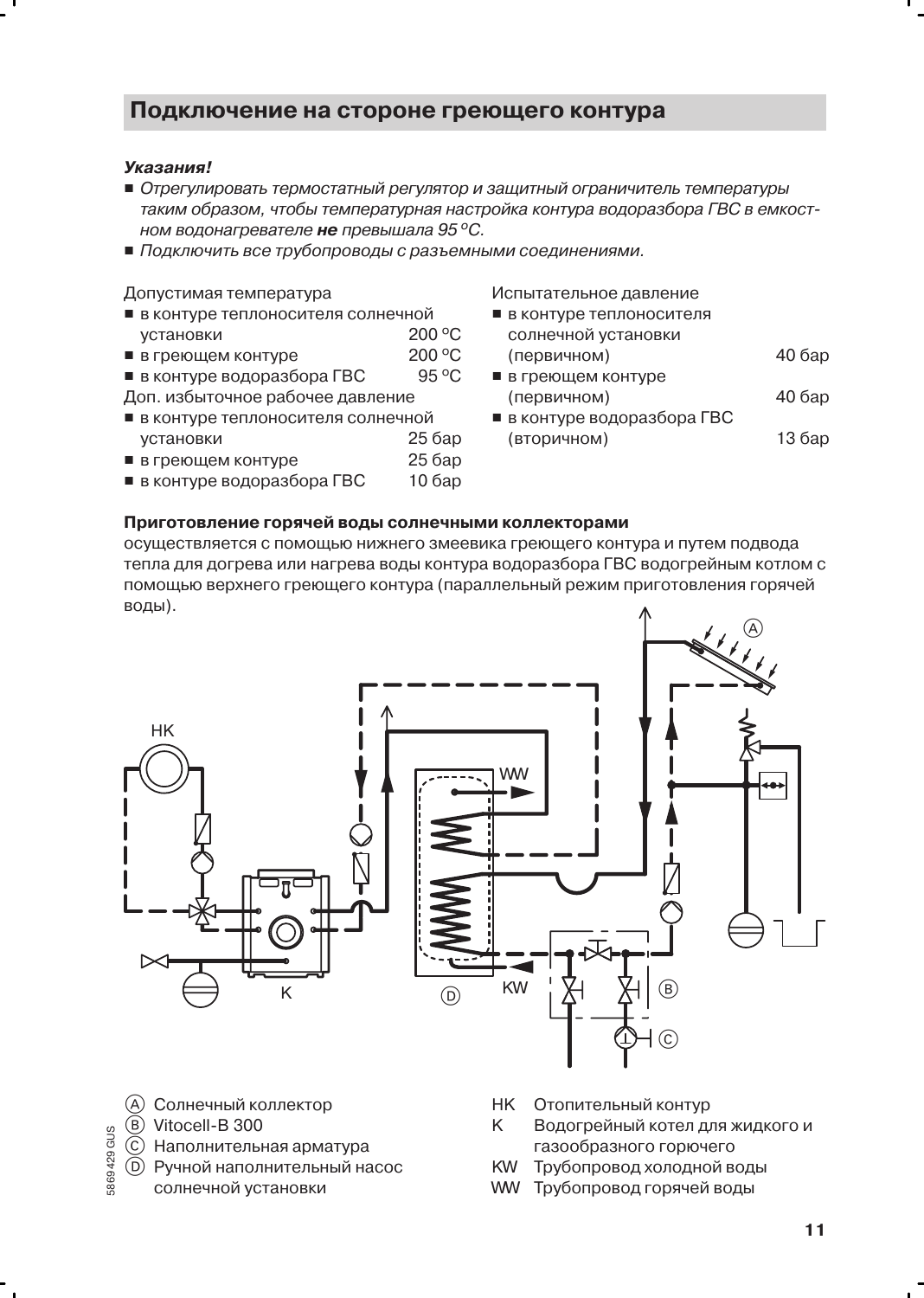## Подключение на стороне греющего контура

***Указания!***

- *Отрегулировать термостатный регулятор и защитный ограничитель температуры таким образом, чтобы температурная настройка контура водоразбора ГВС в емкостном водонагревателе **не** превышала 95 °C.*
- *Подключить все трубопроводы с разъемными соединениями.*

Допустимая температура

- в контуре теплоносителя солнечной установки 200 °C
- в греющем контуре 200 °C
- в контуре водоразбора ГВС 95 °C

Доп. избыточное рабочее давление

- в контуре теплоносителя солнечной установки 25 бар
- в греющем контуре 25 бар
- в контуре водоразбора ГВС 10 бар

Испытательное давление

- в контуре теплоносителя солнечной установки (первичном) 40 бар
- в греющем контуре (первичном) 40 бар
- в контуре водоразбора ГВС (вторичном) 13 бар

**Приготовление горячей воды солнечными коллекторами**
осуществляется с помощью нижнего змеевика греющего контура и путем подвода тепла для догрева или нагрева воды контура водоразбора ГВС водогрейным котлом с помощью верхнего греющего контура (параллельный режим приготовления горячей воды).

Ⓐ Солнечный коллектор
Ⓑ Vitocell-B 300
Ⓒ Наполнительная арматура
Ⓓ Ручной наполнительный насос солнечной установки

HK Отопительный контур
K Водогрейный котел для жидкого и газообразного горючего
KW Трубопровод холодной воды
WW Трубопровод горячей воды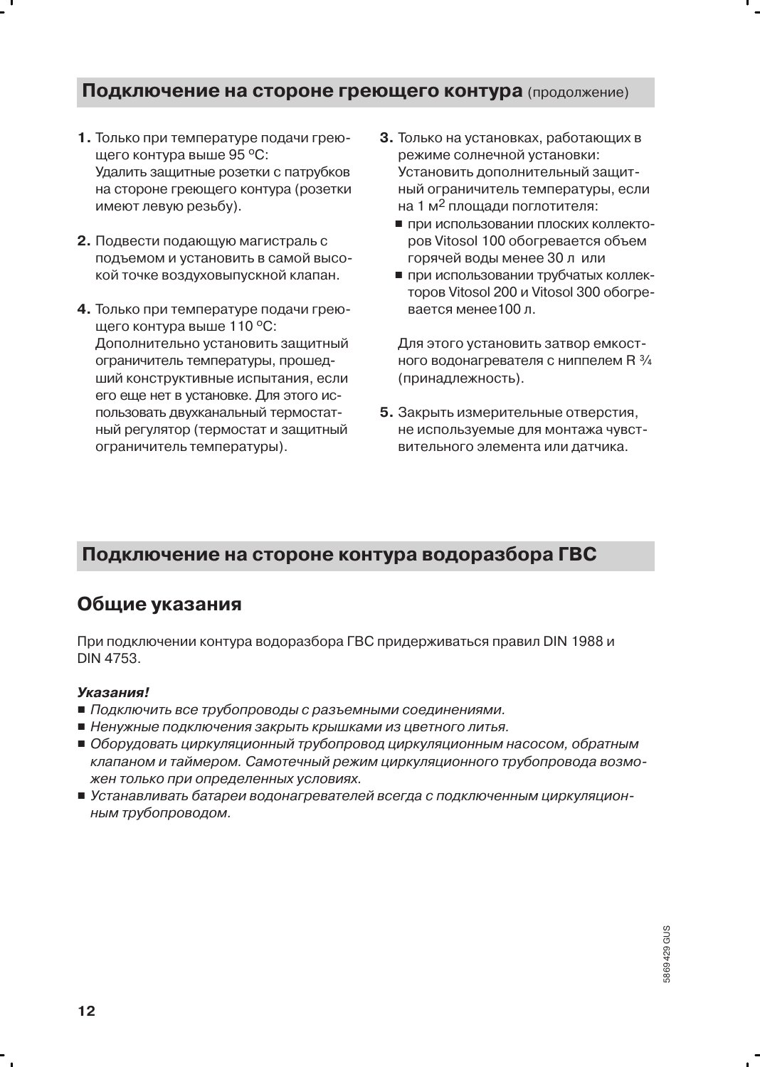## Подключение на стороне греющего контура (продолжение)

1. Только при температуре подачи греющего контура выше 95 ºC: Удалить защитные розетки с патрубков на стороне греющего контура (розетки имеют левую резьбу).

2. Подвести подающую магистраль с подъемом и установить в самой высокой точке воздуховыпускной клапан.

4. Только при температуре подачи греющего контура выше 110 ºC: Дополнительно установить защитный ограничитель температуры, прошедший конструктивные испытания, если его еще нет в установке. Для этого использовать двухканальный термостатный регулятор (термостат и защитный ограничитель температуры).

3. Только на установках, работающих в режиме солнечной установки: Установить дополнительный защитный ограничитель температуры, если на 1 м$^2$ площади поглотителя:
   - при использовании плоских коллекторов Vitosol 100 обогревается объем горячей воды менее 30 л или
   - при использовании трубчатых коллекторов Vitosol 200 и Vitosol 300 обогревается менее100 л.

   Для этого установить затвор емкостного водонагревателя с ниппелем R ¾ (принадлежность).

5. Закрыть измерительные отверстия, не используемые для монтажа чувствительного элемента или датчика.

## Подключение на стороне контура водоразбора ГВС

### Общие указания

При подключении контура водоразбора ГВС придерживаться правил DIN 1988 и DIN 4753.

***Указания!***

- *Подключить все трубопроводы с разъемными соединениями.*
- *Ненужные подключения закрыть крышками из цветного литья.*
- *Оборудовать циркуляционный трубопровод циркуляционным насосом, обратным клапаном и таймером. Самотечный режим циркуляционного трубопровода возможен только при определенных условиях.*
- *Устанавливать батареи водонагревателей всегда с подключенным циркуляционным трубопроводом.*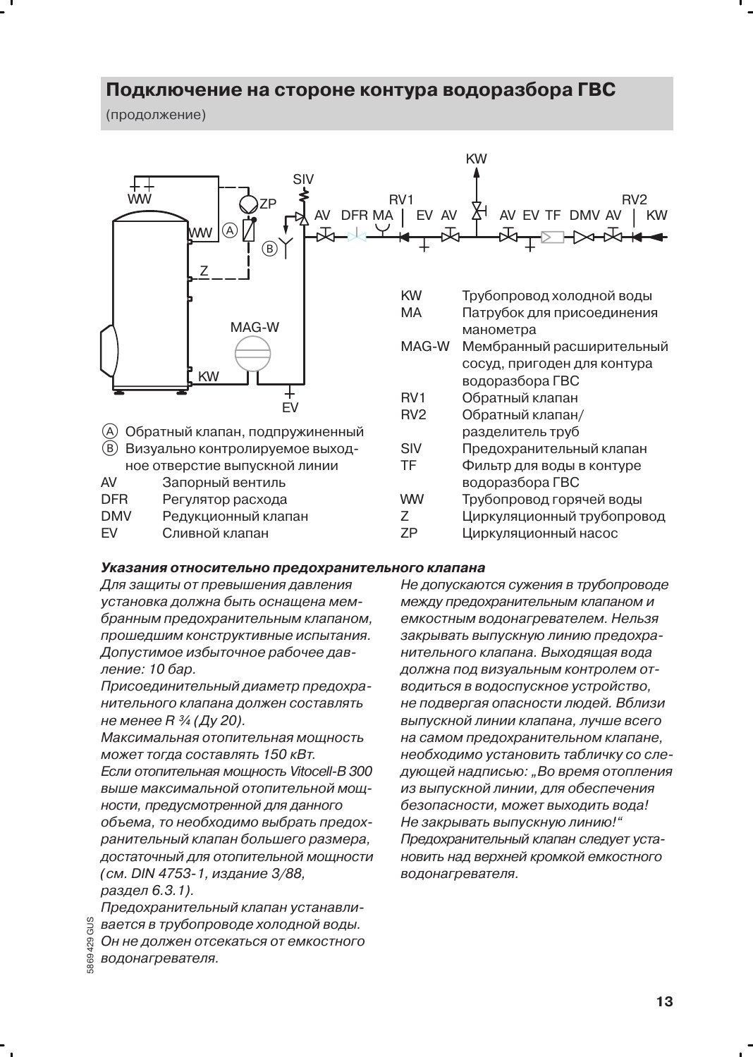## Подключение на стороне контура водоразбора ГВС

(продолжение)

Ⓐ Обратный клапан, подпружиненный
Ⓑ Визуально контролируемое выходное отверстие выпускной линии

| | |
|---|---|
| AV | Запорный вентиль |
| DFR | Регулятор расхода |
| DMV | Редукционный клапан |
| EV | Сливной клапан |
| KW | Трубопровод холодной воды |
| MA | Патрубок для присоединения манометра |
| MAG-W | Мембранный расширительный сосуд, пригоден для контура водоразбора ГВС |
| RV1 | Обратный клапан |
| RV2 | Обратный клапан/ разделитель труб |
| SIV | Предохранительный клапан |
| TF | Фильтр для воды в контуре водоразбора ГВС |
| WW | Трубопровод горячей воды |
| Z | Циркуляционный трубопровод |
| ZP | Циркуляционный насос |

***Указания относительно предохранительного клапана***

*Для защиты от превышения давления установка должна быть оснащена мембранным предохранительным клапаном, прошедшим конструктивные испытания. Допустимое избыточное рабочее давление: 10 бар.*

*Присоединительный диаметр предохранительного клапана должен составлять не менее R ¾ (Ду 20).*

*Максимальная отопительная мощность может тогда составлять 150 кВт.*

*Если отопительная мощность Vitocell-B 300 выше максимальной отопительной мощности, предусмотренной для данного объема, то необходимо выбрать предохранительный клапан большего размера, достаточный для отопительной мощности (см. DIN 4753-1, издание 3/88, раздел 6.3.1).*

*Предохранительный клапан устанавливается в трубопроводе холодной воды. Он не должен отсекаться от емкостного водонагревателя.*

*Не допускаются сужения в трубопроводе между предохранительным клапаном и емкостным водонагревателем. Нельзя закрывать выпускную линию предохранительного клапана. Выходящая вода должна под визуальным контролем отводиться в водоспускное устройство, не подвергая опасности людей. Вблизи выпускной линии клапана, лучше всего на самом предохранительном клапане, необходимо установить табличку со следующей надписью: „Во время отопления из выпускной линии, для обеспечения безопасности, может выходить вода! Не закрывать выпускную линию!“*

*Предохранительный клапан следует установить над верхней кромкой емкостного водонагревателя.*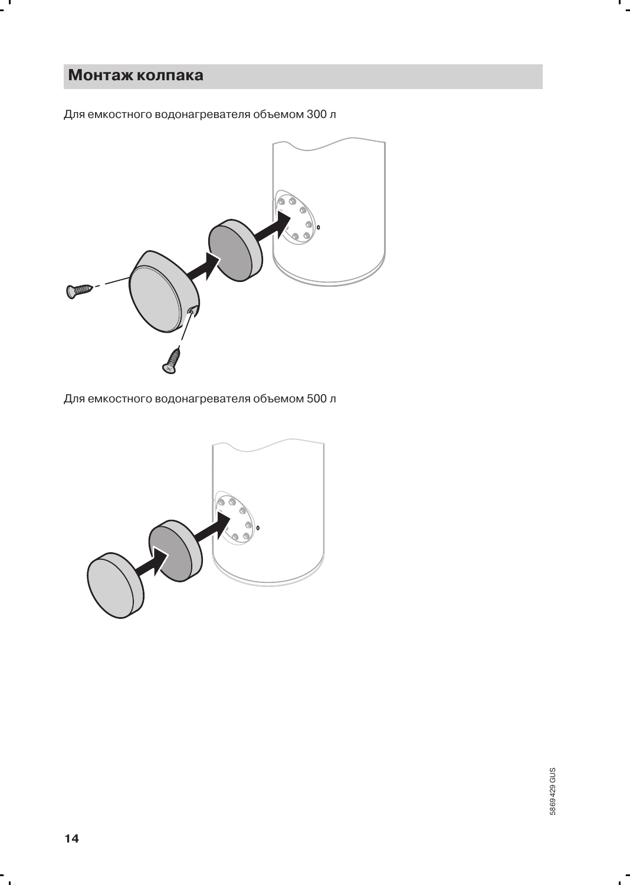## Монтаж колпака

Для емкостного водонагревателя объемом 300 л

Для емкостного водонагревателя объемом 500 л

5869 429 GUS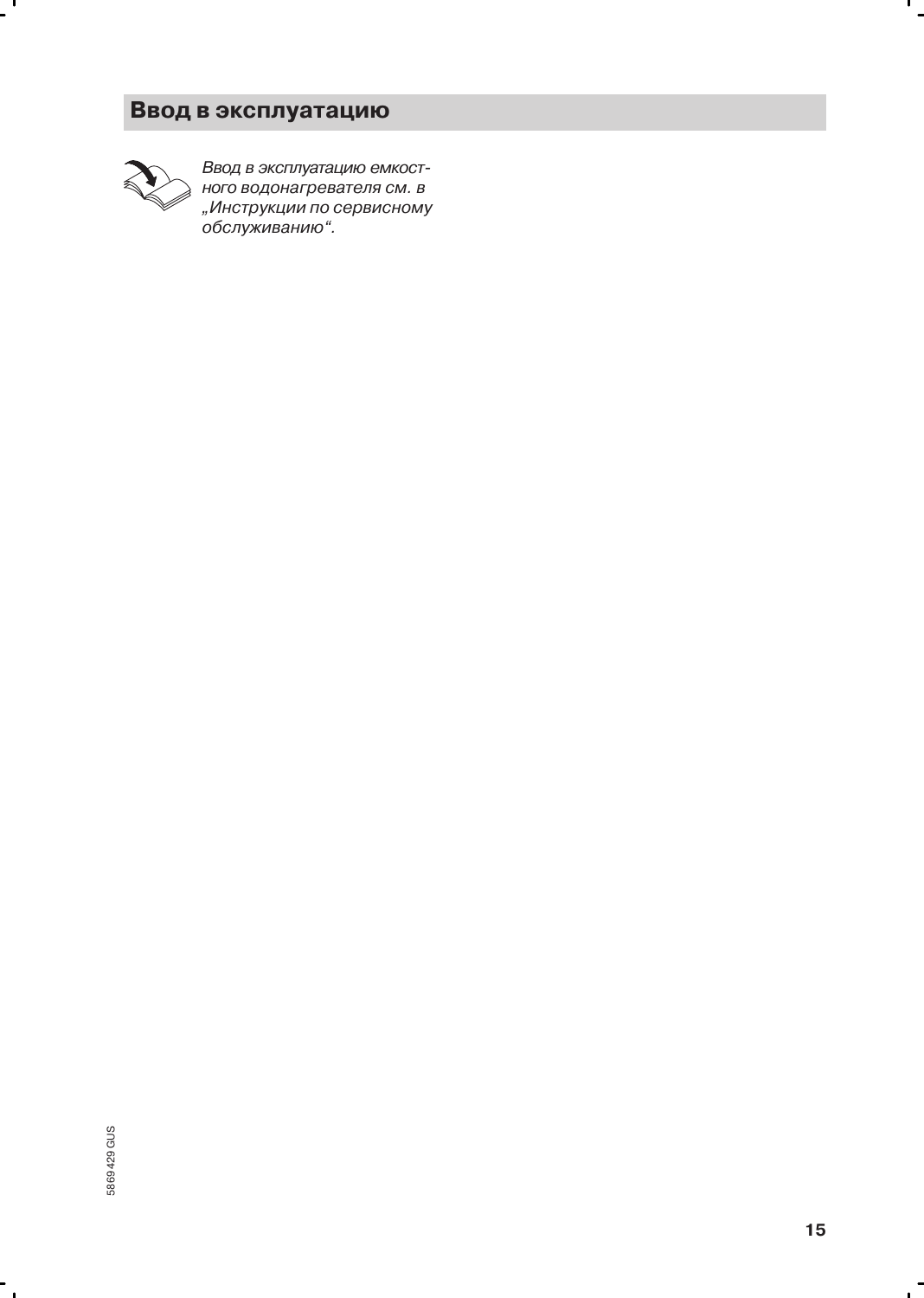# Ввод в эксплуатацию

*Ввод в эксплуатацию емкостного водонагревателя см. в „Инструкции по сервисному обслуживанию".*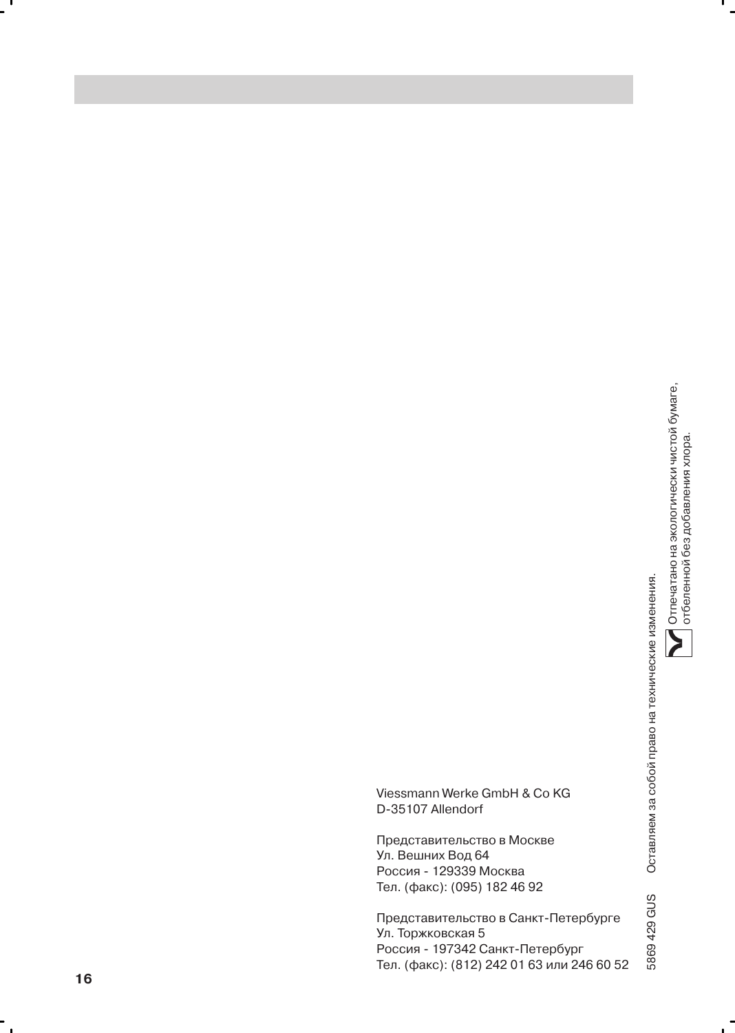Viessmann Werke GmbH & Co KG
D-35107 Allendorf

Представительство в Москве
Ул. Вешних Вод 64
Россия - 129339 Москва
Тел. (факс): (095) 182 46 92

Представительство в Санкт-Петербурге
Ул. Торжковская 5
Россия - 197342 Санкт-Петербург
Тел. (факс): (812) 242 01 63 или 246 60 52

5869 429 GUS Оставляем за собой право на технические изменения.

Отпечатано на экологически чистой бумаге, отбеленной без добавления хлора.